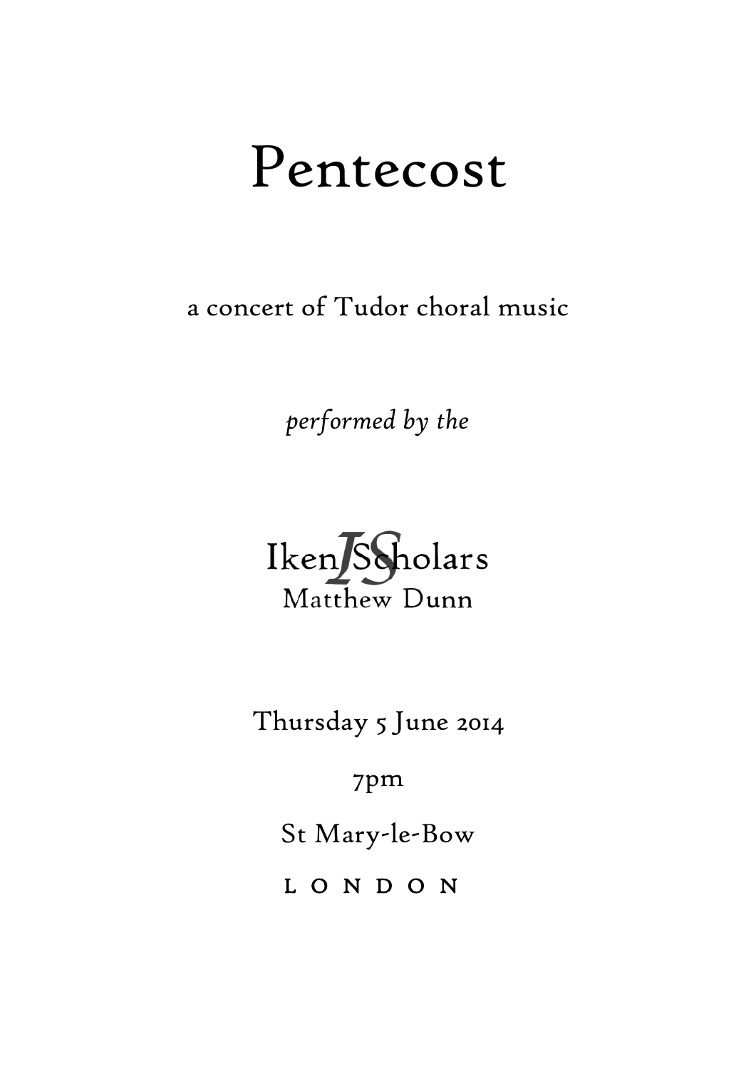# Pentecost

a concert of Tudor choral music

*performed by the*

Iken Scholars
Matthew Dunn

Thursday 5 June 2014

7pm

St Mary-le-Bow

LONDON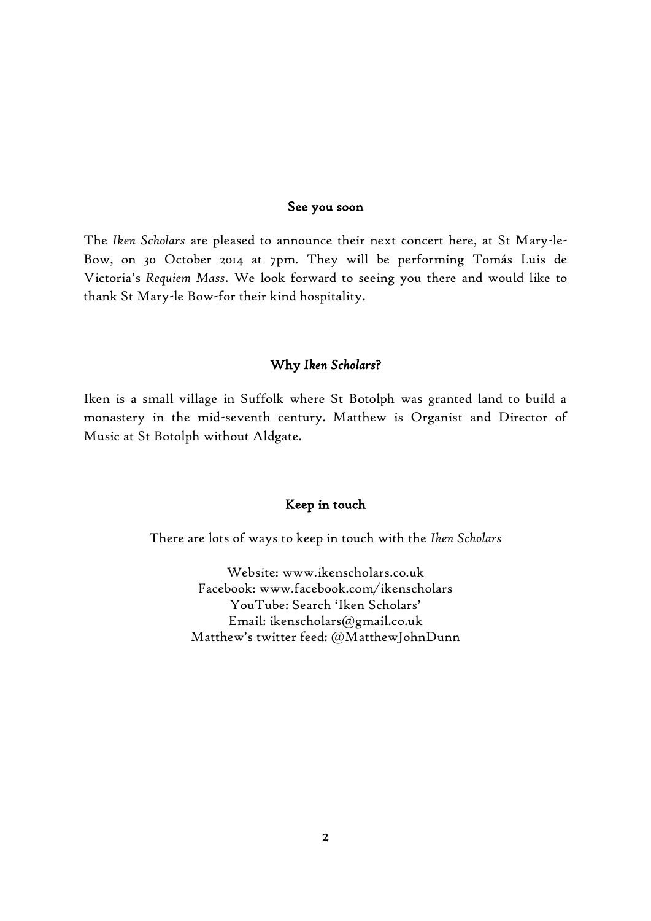## See you soon

The *Iken Scholars* are pleased to announce their next concert here, at St Mary-le-Bow, on 30 October 2014 at 7pm. They will be performing Tomás Luis de Victoria's *Requiem Mass*. We look forward to seeing you there and would like to thank St Mary-le Bow-for their kind hospitality.

## Why *Iken Scholars*?

Iken is a small village in Suffolk where St Botolph was granted land to build a monastery in the mid-seventh century. Matthew is Organist and Director of Music at St Botolph without Aldgate.

## Keep in touch

There are lots of ways to keep in touch with the *Iken Scholars*

Website: www.ikenscholars.co.uk
Facebook: www.facebook.com/ikenscholars
YouTube: Search 'Iken Scholars'
Email: ikenscholars@gmail.co.uk
Matthew's twitter feed: @MatthewJohnDunn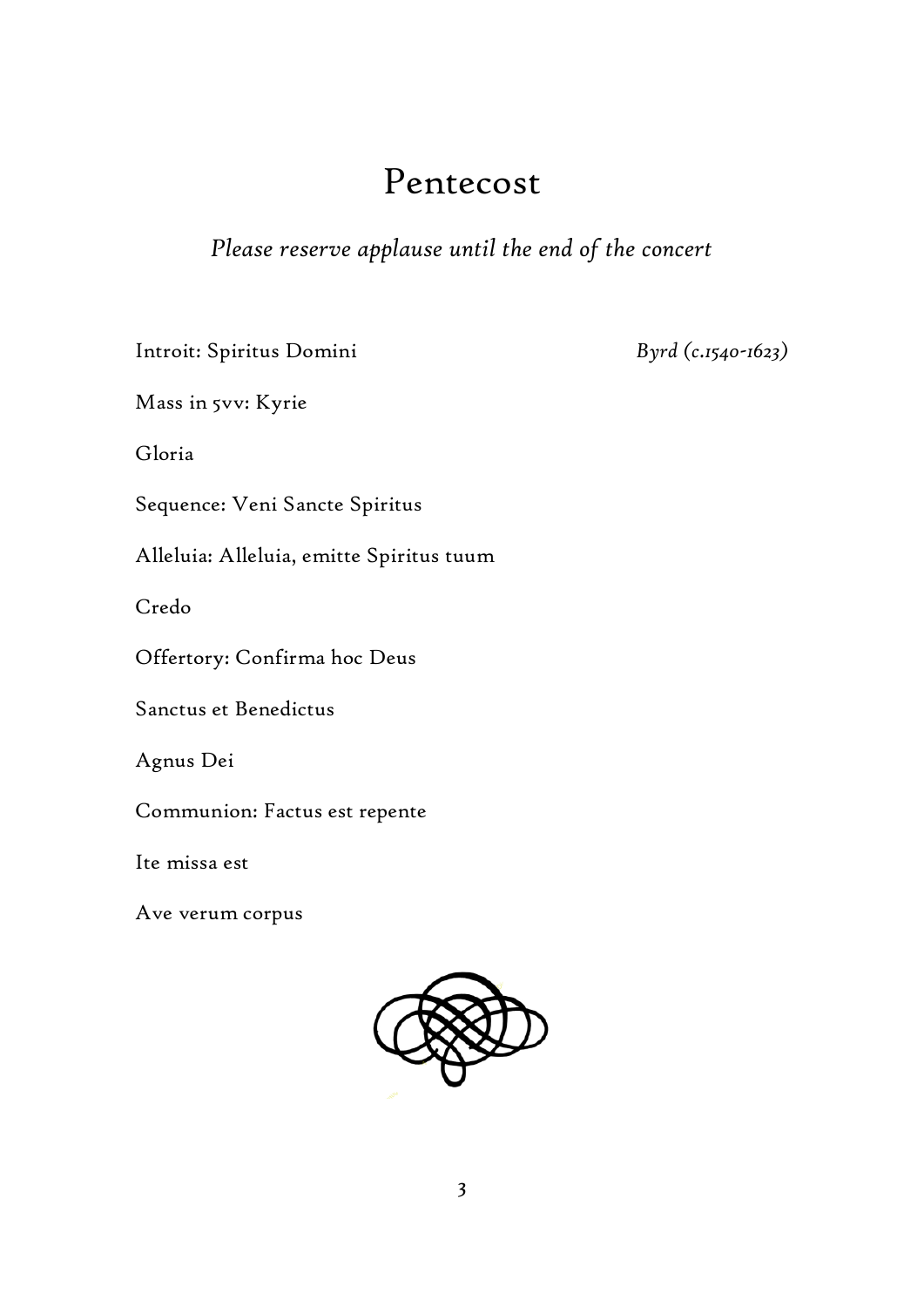# Pentecost

*Please reserve applause until the end of the concert*

Introit: Spiritus Domini — *Byrd (c.1540-1623)*

Mass in 5vv: Kyrie

Gloria

Sequence: Veni Sancte Spiritus

Alleluia: Alleluia, emitte Spiritus tuum

Credo

Offertory: Confirma hoc Deus

Sanctus et Benedictus

Agnus Dei

Communion: Factus est repente

Ite missa est

Ave verum corpus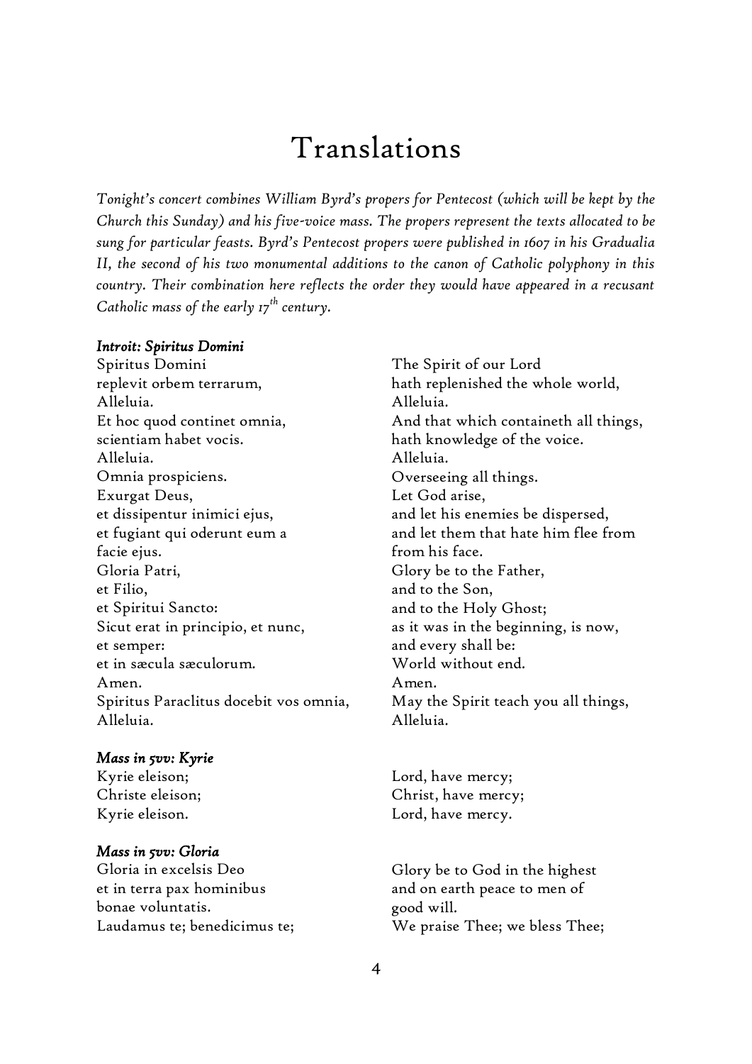# Translations

*Tonight's concert combines William Byrd's propers for Pentecost (which will be kept by the Church this Sunday) and his five-voice mass. The propers represent the texts allocated to be sung for particular feasts. Byrd's Pentecost propers were published in 1607 in his Gradualia II, the second of his two monumental additions to the canon of Catholic polyphony in this country. Their combination here reflects the order they would have appeared in a recusant Catholic mass of the early 17th century.*

| ***Introit: Spiritus Domini*** | |
|---|---|
| Spiritus Domini | The Spirit of our Lord |
| replevit orbem terrarum, | hath replenished the whole world, |
| Alleluia. | Alleluia. |
| Et hoc quod continet omnia, | And that which containeth all things, |
| scientiam habet vocis. | hath knowledge of the voice. |
| Alleluia. | Alleluia. |
| Omnia prospiciens. | Overseeing all things. |
| Exurgat Deus, | Let God arise, |
| et dissipentur inimici ejus, | and let his enemies be dispersed, |
| et fugiant qui oderunt eum a | and let them that hate him flee from |
| facie ejus. | from his face. |
| Gloria Patri, | Glory be to the Father, |
| et Filio, | and to the Son, |
| et Spiritui Sancto: | and to the Holy Ghost; |
| Sicut erat in principio, et nunc, | as it was in the beginning, is now, |
| et semper: | and every shall be: |
| et in sæcula sæculorum. | World without end. |
| Amen. | Amen. |
| Spiritus Paraclitus docebit vos omnia, | May the Spirit teach you all things, |
| Alleluia. | Alleluia. |

| ***Mass in 5vv: Kyrie*** | |
|---|---|
| Kyrie eleison; | Lord, have mercy; |
| Christe eleison; | Christ, have mercy; |
| Kyrie eleison. | Lord, have mercy. |

| ***Mass in 5vv: Gloria*** | |
|---|---|
| Gloria in excelsis Deo | Glory be to God in the highest |
| et in terra pax hominibus | and on earth peace to men of |
| bonae voluntatis. | good will. |
| Laudamus te; benedicimus te; | We praise Thee; we bless Thee; |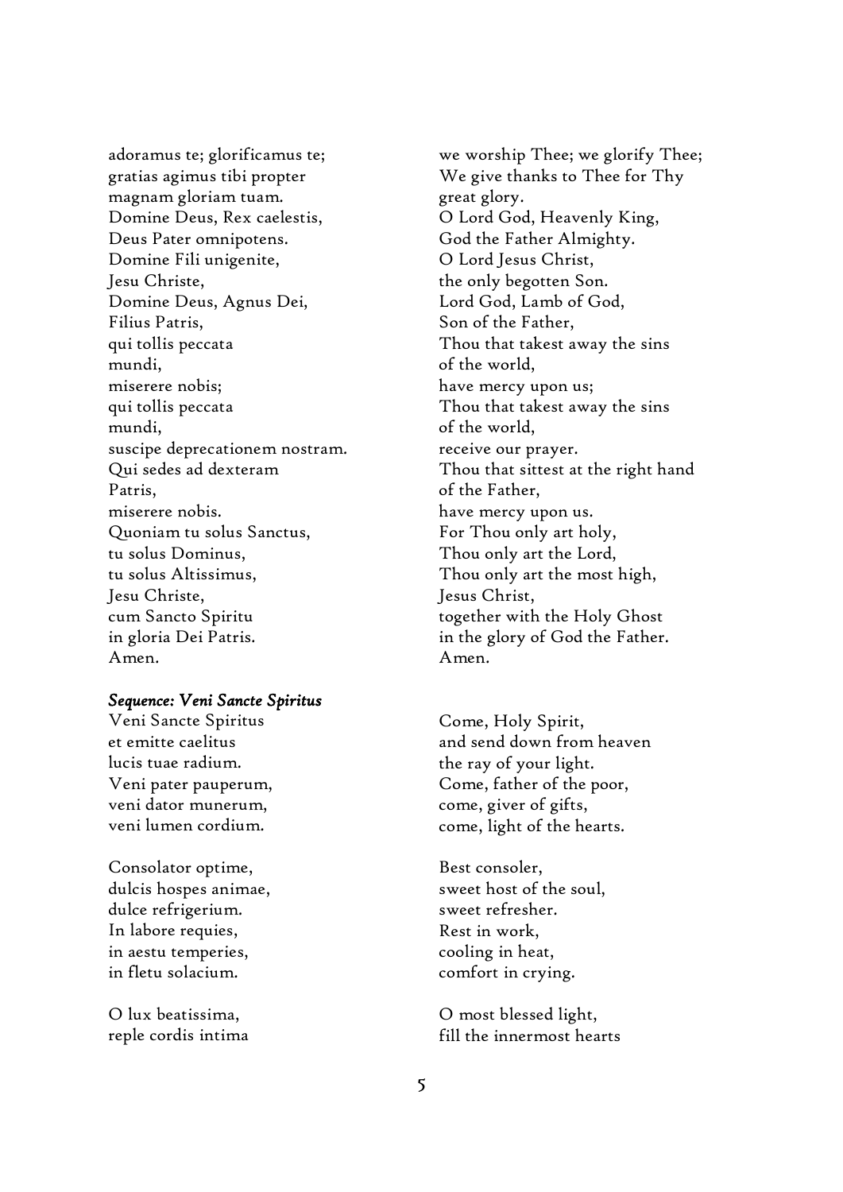adoramus te; glorificamus te;
gratias agimus tibi propter
magnam gloriam tuam.
Domine Deus, Rex caelestis,
Deus Pater omnipotens.
Domine Fili unigenite,
Jesu Christe,
Domine Deus, Agnus Dei,
Filius Patris,
qui tollis peccata
mundi,
miserere nobis;
qui tollis peccata
mundi,
suscipe deprecationem nostram.
Qui sedes ad dexteram
Patris,
miserere nobis.
Quoniam tu solus Sanctus,
tu solus Dominus,
tu solus Altissimus,
Jesu Christe,
cum Sancto Spiritu
in gloria Dei Patris.
Amen.

we worship Thee; we glorify Thee;
We give thanks to Thee for Thy
great glory.
O Lord God, Heavenly King,
God the Father Almighty.
O Lord Jesus Christ,
the only begotten Son.
Lord God, Lamb of God,
Son of the Father,
Thou that takest away the sins
of the world,
have mercy upon us;
Thou that takest away the sins
of the world,
receive our prayer.
Thou that sittest at the right hand
of the Father,
have mercy upon us.
For Thou only art holy,
Thou only art the Lord,
Thou only art the most high,
Jesus Christ,
together with the Holy Ghost
in the glory of God the Father.
Amen.

***Sequence: Veni Sancte Spiritus***

Veni Sancte Spiritus
et emitte caelitus
lucis tuae radium.
Veni pater pauperum,
veni dator munerum,
veni lumen cordium.

Come, Holy Spirit,
and send down from heaven
the ray of your light.
Come, father of the poor,
come, giver of gifts,
come, light of the hearts.

Consolator optime,
dulcis hospes animae,
dulce refrigerium.
In labore requies,
in aestu temperies,
in fletu solacium.

Best consoler,
sweet host of the soul,
sweet refresher.
Rest in work,
cooling in heat,
comfort in crying.

O lux beatissima,
reple cordis intima

O most blessed light,
fill the innermost hearts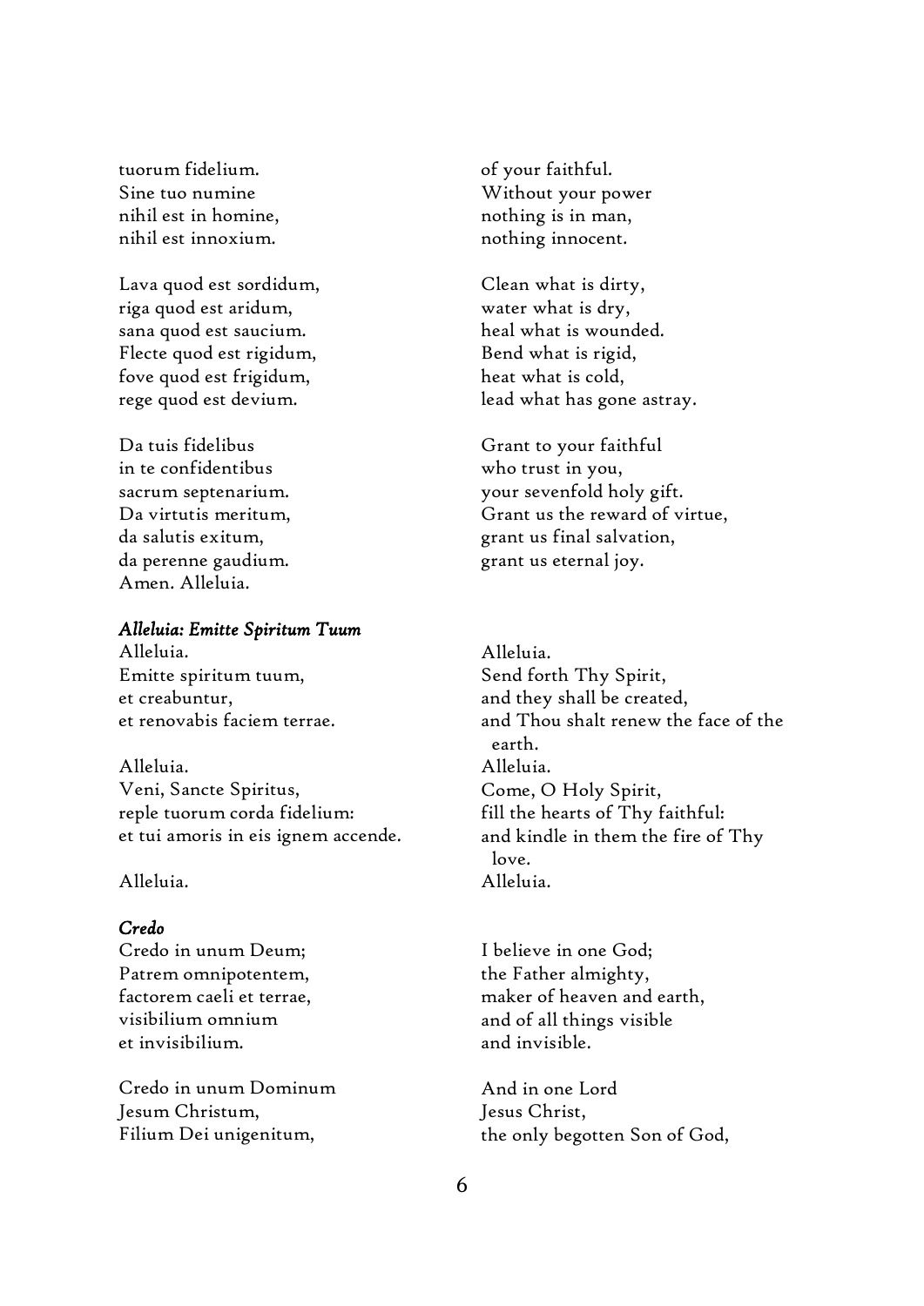tuorum fidelium.
Sine tuo numine
nihil est in homine,
nihil est innoxium.

of your faithful.
Without your power
nothing is in man,
nothing innocent.

Lava quod est sordidum,
riga quod est aridum,
sana quod est saucium.
Flecte quod est rigidum,
fove quod est frigidum,
rege quod est devium.

Clean what is dirty,
water what is dry,
heal what is wounded.
Bend what is rigid,
heat what is cold,
lead what has gone astray.

Da tuis fidelibus
in te confidentibus
sacrum septenarium.
Da virtutis meritum,
da salutis exitum,
da perenne gaudium.
Amen. Alleluia.

Grant to your faithful
who trust in you,
your sevenfold holy gift.
Grant us the reward of virtue,
grant us final salvation,
grant us eternal joy.

***Alleluia: Emitte Spiritum Tuum***

Alleluia.
Emitte spiritum tuum,
et creabuntur,
et renovabis faciem terrae.

Alleluia.
Send forth Thy Spirit,
and they shall be created,
and Thou shalt renew the face of the earth.

Alleluia.
Veni, Sancte Spiritus,
reple tuorum corda fidelium:
et tui amoris in eis ignem accende.

Alleluia.
Come, O Holy Spirit,
fill the hearts of Thy faithful:
and kindle in them the fire of Thy love.

Alleluia.

Alleluia.

***Credo***

Credo in unum Deum;
Patrem omnipotentem,
factorem caeli et terrae,
visibilium omnium
et invisibilium.

I believe in one God;
the Father almighty,
maker of heaven and earth,
and of all things visible
and invisible.

Credo in unum Dominum
Jesum Christum,
Filium Dei unigenitum,

And in one Lord
Jesus Christ,
the only begotten Son of God,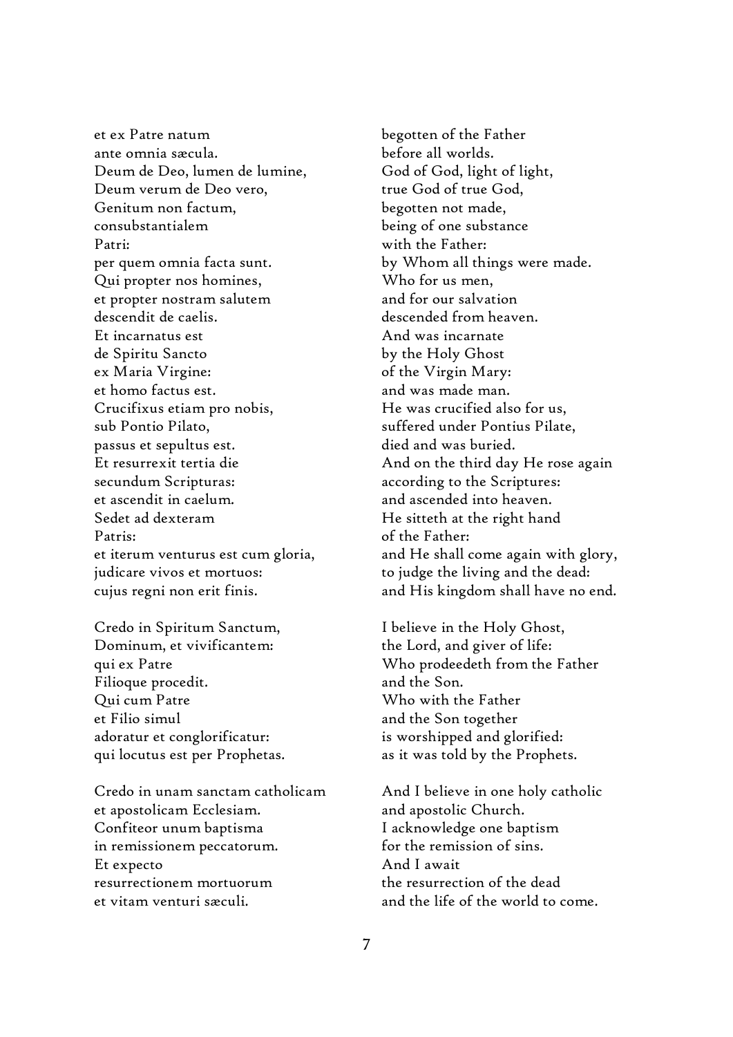| | |
|---|---|
| et ex Patre natum | begotten of the Father |
| ante omnia sæcula. | before all worlds. |
| Deum de Deo, lumen de lumine, | God of God, light of light, |
| Deum verum de Deo vero, | true God of true God, |
| Genitum non factum, | begotten not made, |
| consubstantialem | being of one substance |
| Patri: | with the Father: |
| per quem omnia facta sunt. | by Whom all things were made. |
| Qui propter nos homines, | Who for us men, |
| et propter nostram salutem | and for our salvation |
| descendit de caelis. | descended from heaven. |
| Et incarnatus est | And was incarnate |
| de Spiritu Sancto | by the Holy Ghost |
| ex Maria Virgine: | of the Virgin Mary: |
| et homo factus est. | and was made man. |
| Crucifixus etiam pro nobis, | He was crucified also for us, |
| sub Pontio Pilato, | suffered under Pontius Pilate, |
| passus et sepultus est. | died and was buried. |
| Et resurrexit tertia die | And on the third day He rose again |
| secundum Scripturas: | according to the Scriptures: |
| et ascendit in caelum. | and ascended into heaven. |
| Sedet ad dexteram | He sitteth at the right hand |
| Patris: | of the Father: |
| et iterum venturus est cum gloria, | and He shall come again with glory, |
| judicare vivos et mortuos: | to judge the living and the dead: |
| cujus regni non erit finis. | and His kingdom shall have no end. |
| | |
| Credo in Spiritum Sanctum, | I believe in the Holy Ghost, |
| Dominum, et vivificantem: | the Lord, and giver of life: |
| qui ex Patre | Who prodeedeth from the Father |
| Filioque procedit. | and the Son. |
| Qui cum Patre | Who with the Father |
| et Filio simul | and the Son together |
| adoratur et conglorificatur: | is worshipped and glorified: |
| qui locutus est per Prophetas. | as it was told by the Prophets. |
| | |
| Credo in unam sanctam catholicam | And I believe in one holy catholic |
| et apostolicam Ecclesiam. | and apostolic Church. |
| Confiteor unum baptisma | I acknowledge one baptism |
| in remissionem peccatorum. | for the remission of sins. |
| Et expecto | And I await |
| resurrectionem mortuorum | the resurrection of the dead |
| et vitam venturi sæculi. | and the life of the world to come. |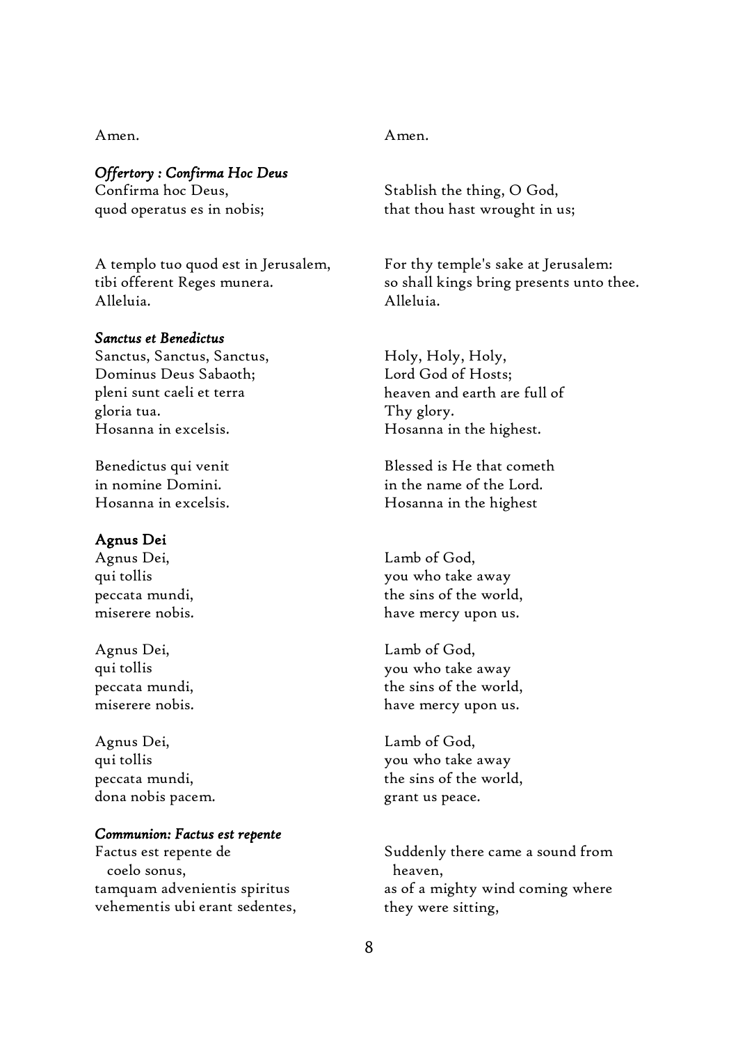Amen.

Amen.

***Offertory : Confirma Hoc Deus***

Confirma hoc Deus,
quod operatus es in nobis;

Stablish the thing, O God,
that thou hast wrought in us;

A templo tuo quod est in Jerusalem,
tibi offerent Reges munera.
Alleluia.

For thy temple's sake at Jerusalem:
so shall kings bring presents unto thee.
Alleluia.

***Sanctus et Benedictus***

Sanctus, Sanctus, Sanctus,
Dominus Deus Sabaoth;
pleni sunt caeli et terra
gloria tua.
Hosanna in excelsis.

Holy, Holy, Holy,
Lord God of Hosts;
heaven and earth are full of
Thy glory.
Hosanna in the highest.

Benedictus qui venit
in nomine Domini.
Hosanna in excelsis.

Blessed is He that cometh
in the name of the Lord.
Hosanna in the highest

**Agnus Dei**

Agnus Dei,
qui tollis
peccata mundi,
miserere nobis.

Lamb of God,
you who take away
the sins of the world,
have mercy upon us.

Agnus Dei,
qui tollis
peccata mundi,
miserere nobis.

Lamb of God,
you who take away
the sins of the world,
have mercy upon us.

Agnus Dei,
qui tollis
peccata mundi,
dona nobis pacem.

Lamb of God,
you who take away
the sins of the world,
grant us peace.

***Communion: Factus est repente***

Factus est repente de
coelo sonus,
tamquam advenientis spiritus
vehementis ubi erant sedentes,

Suddenly there came a sound from
heaven,
as of a mighty wind coming where
they were sitting,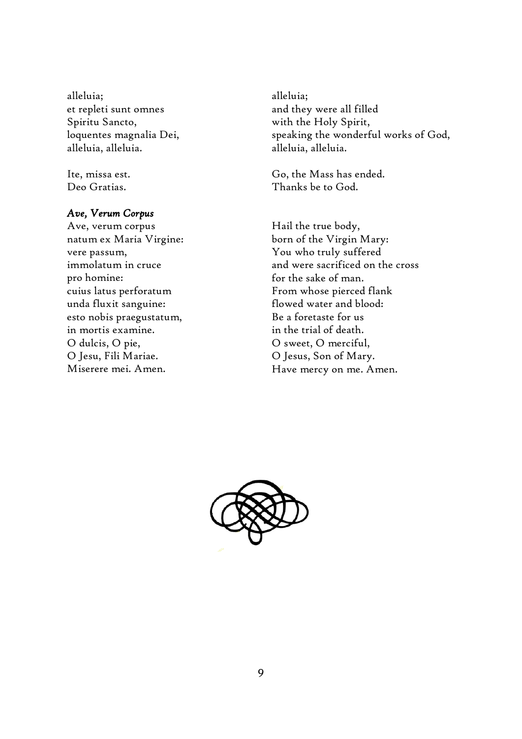alleluia;
et repleti sunt omnes
Spiritu Sancto,
loquentes magnalia Dei,
alleluia, alleluia.

alleluia;
and they were all filled
with the Holy Spirit,
speaking the wonderful works of God,
alleluia, alleluia.

Ite, missa est.
Deo Gratias.

Go, the Mass has ended.
Thanks be to God.

*Ave, Verum Corpus*

Ave, verum corpus
natum ex Maria Virgine:
vere passum,
immolatum in cruce
pro homine:
cuius latus perforatum
unda fluxit sanguine:
esto nobis praegustatum,
in mortis examine.
O dulcis, O pie,
O Jesu, Fili Mariae.
Miserere mei. Amen.

Hail the true body,
born of the Virgin Mary:
You who truly suffered
and were sacrificed on the cross
for the sake of man.
From whose pierced flank
flowed water and blood:
Be a foretaste for us
in the trial of death.
O sweet, O merciful,
O Jesus, Son of Mary.
Have mercy on me. Amen.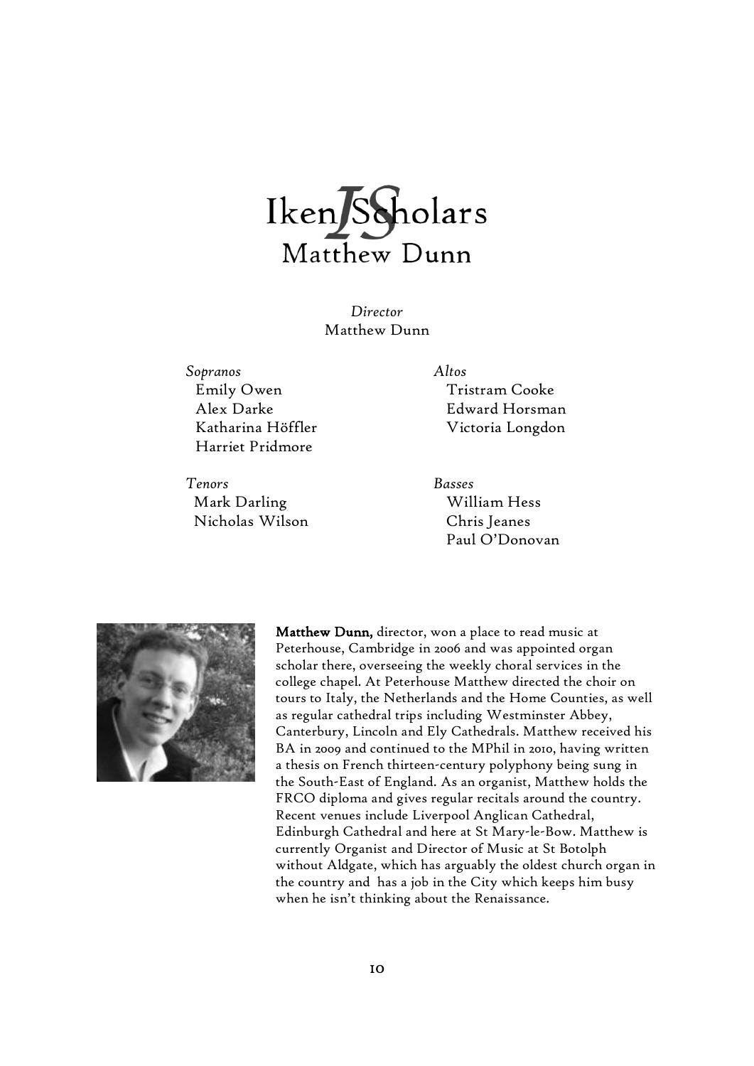# Iken Scholars
## Matthew Dunn

*Director*
Matthew Dunn

*Sopranos*
Emily Owen
Alex Darke
Katharina Höffler
Harriet Pridmore

*Altos*
Tristram Cooke
Edward Horsman
Victoria Longdon

*Tenors*
Mark Darling
Nicholas Wilson

*Basses*
William Hess
Chris Jeanes
Paul O'Donovan

**Matthew Dunn,** director, won a place to read music at Peterhouse, Cambridge in 2006 and was appointed organ scholar there, overseeing the weekly choral services in the college chapel. At Peterhouse Matthew directed the choir on tours to Italy, the Netherlands and the Home Counties, as well as regular cathedral trips including Westminster Abbey, Canterbury, Lincoln and Ely Cathedrals. Matthew received his BA in 2009 and continued to the MPhil in 2010, having written a thesis on French thirteen-century polyphony being sung in the South-East of England. As an organist, Matthew holds the FRCO diploma and gives regular recitals around the country. Recent venues include Liverpool Anglican Cathedral, Edinburgh Cathedral and here at St Mary-le-Bow. Matthew is currently Organist and Director of Music at St Botolph without Aldgate, which has arguably the oldest church organ in the country and has a job in the City which keeps him busy when he isn't thinking about the Renaissance.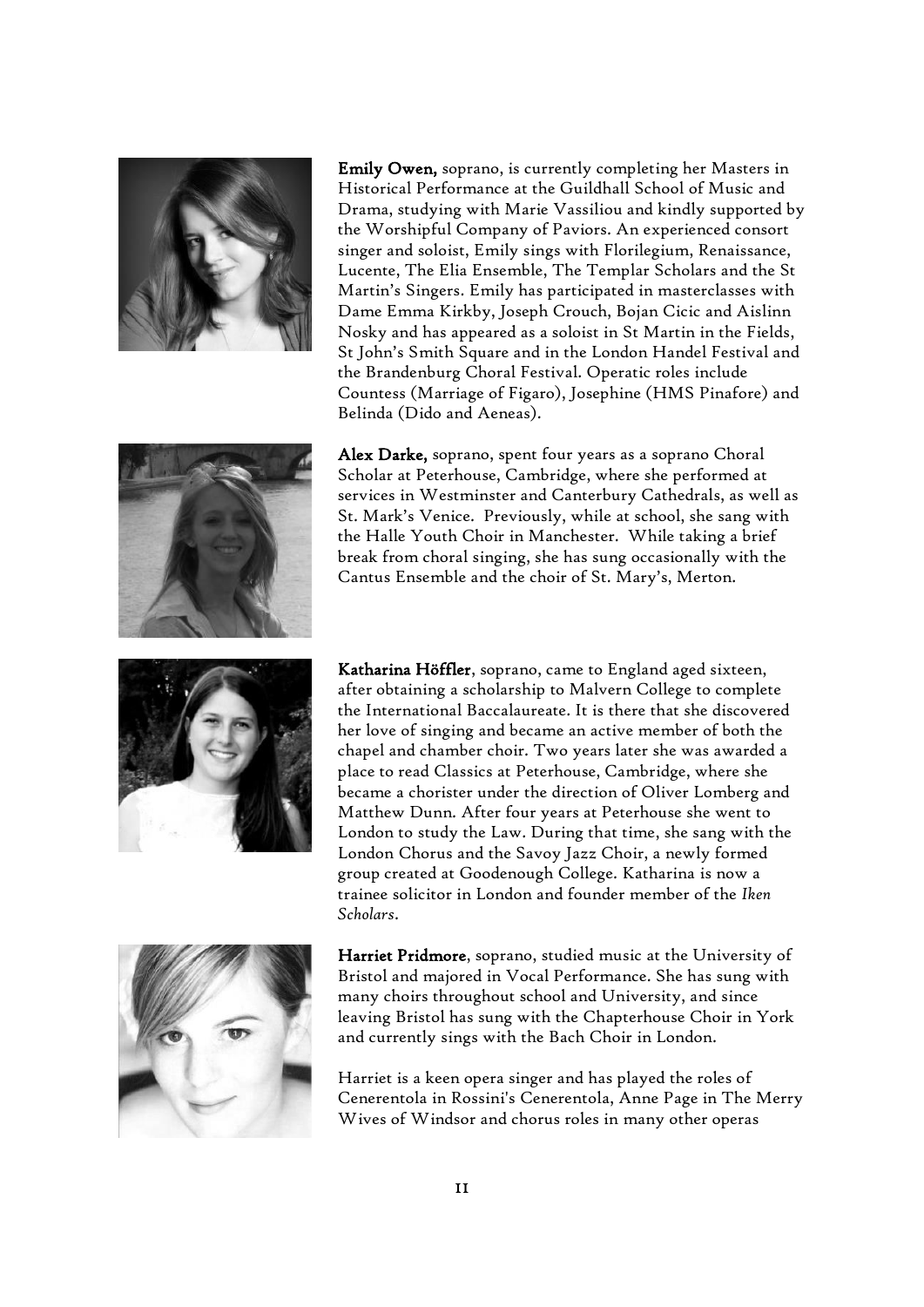**Emily Owen,** soprano, is currently completing her Masters in Historical Performance at the Guildhall School of Music and Drama, studying with Marie Vassiliou and kindly supported by the Worshipful Company of Paviors. An experienced consort singer and soloist, Emily sings with Florilegium, Renaissance, Lucente, The Elia Ensemble, The Templar Scholars and the St Martin's Singers. Emily has participated in masterclasses with Dame Emma Kirkby, Joseph Crouch, Bojan Cicic and Aislinn Nosky and has appeared as a soloist in St Martin in the Fields, St John's Smith Square and in the London Handel Festival and the Brandenburg Choral Festival. Operatic roles include Countess (Marriage of Figaro), Josephine (HMS Pinafore) and Belinda (Dido and Aeneas).

**Alex Darke,** soprano, spent four years as a soprano Choral Scholar at Peterhouse, Cambridge, where she performed at services in Westminster and Canterbury Cathedrals, as well as St. Mark's Venice. Previously, while at school, she sang with the Halle Youth Choir in Manchester. While taking a brief break from choral singing, she has sung occasionally with the Cantus Ensemble and the choir of St. Mary's, Merton.

**Katharina Höffler**, soprano, came to England aged sixteen, after obtaining a scholarship to Malvern College to complete the International Baccalaureate. It is there that she discovered her love of singing and became an active member of both the chapel and chamber choir. Two years later she was awarded a place to read Classics at Peterhouse, Cambridge, where she became a chorister under the direction of Oliver Lomberg and Matthew Dunn. After four years at Peterhouse she went to London to study the Law. During that time, she sang with the London Chorus and the Savoy Jazz Choir, a newly formed group created at Goodenough College. Katharina is now a trainee solicitor in London and founder member of the *Iken Scholars*.

**Harriet Pridmore**, soprano, studied music at the University of Bristol and majored in Vocal Performance. She has sung with many choirs throughout school and University, and since leaving Bristol has sung with the Chapterhouse Choir in York and currently sings with the Bach Choir in London.

Harriet is a keen opera singer and has played the roles of Cenerentola in Rossini's Cenerentola, Anne Page in The Merry Wives of Windsor and chorus roles in many other operas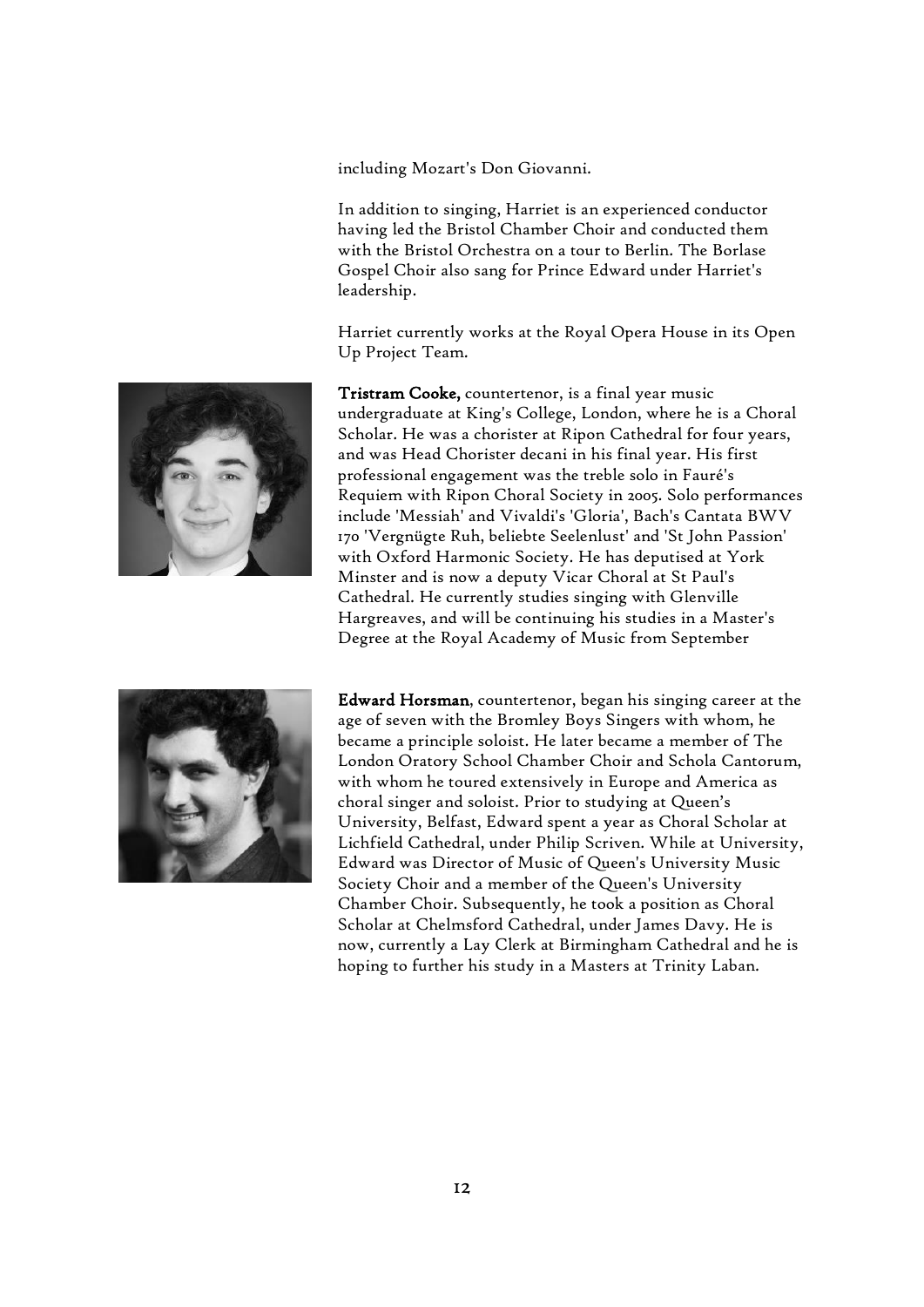including Mozart's Don Giovanni.

In addition to singing, Harriet is an experienced conductor having led the Bristol Chamber Choir and conducted them with the Bristol Orchestra on a tour to Berlin. The Borlase Gospel Choir also sang for Prince Edward under Harriet's leadership.

Harriet currently works at the Royal Opera House in its Open Up Project Team.

**Tristram Cooke,** countertenor, is a final year music undergraduate at King's College, London, where he is a Choral Scholar. He was a chorister at Ripon Cathedral for four years, and was Head Chorister decani in his final year. His first professional engagement was the treble solo in Fauré's Requiem with Ripon Choral Society in 2005. Solo performances include 'Messiah' and Vivaldi's 'Gloria', Bach's Cantata BWV 170 'Vergnügte Ruh, beliebte Seelenlust' and 'St John Passion' with Oxford Harmonic Society. He has deputised at York Minster and is now a deputy Vicar Choral at St Paul's Cathedral. He currently studies singing with Glenville Hargreaves, and will be continuing his studies in a Master's Degree at the Royal Academy of Music from September

**Edward Horsman**, countertenor, began his singing career at the age of seven with the Bromley Boys Singers with whom, he became a principle soloist. He later became a member of The London Oratory School Chamber Choir and Schola Cantorum, with whom he toured extensively in Europe and America as choral singer and soloist. Prior to studying at Queen's University, Belfast, Edward spent a year as Choral Scholar at Lichfield Cathedral, under Philip Scriven. While at University, Edward was Director of Music of Queen's University Music Society Choir and a member of the Queen's University Chamber Choir. Subsequently, he took a position as Choral Scholar at Chelmsford Cathedral, under James Davy. He is now, currently a Lay Clerk at Birmingham Cathedral and he is hoping to further his study in a Masters at Trinity Laban.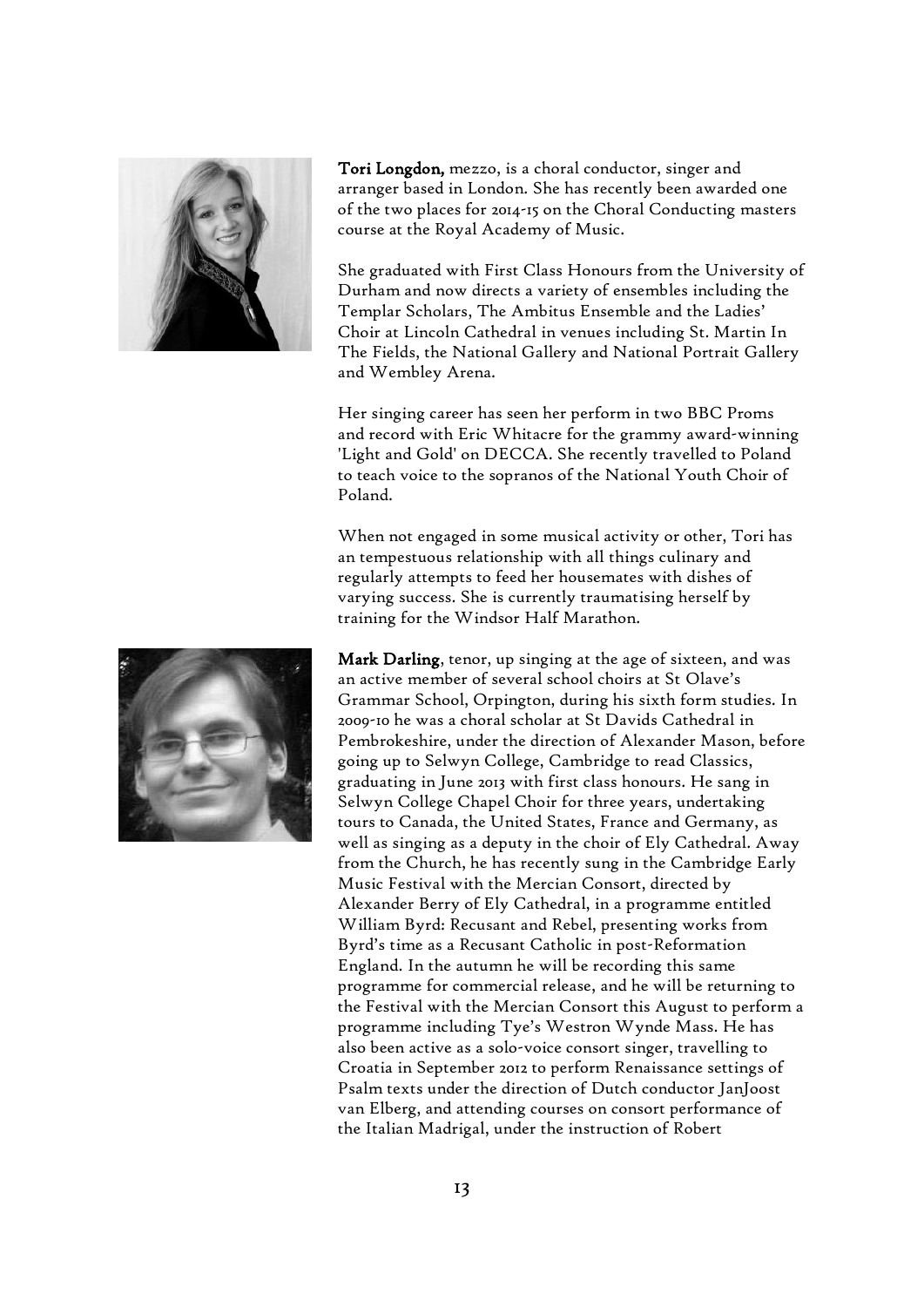**Tori Longdon,** mezzo, is a choral conductor, singer and arranger based in London. She has recently been awarded one of the two places for 2014-15 on the Choral Conducting masters course at the Royal Academy of Music.

She graduated with First Class Honours from the University of Durham and now directs a variety of ensembles including the Templar Scholars, The Ambitus Ensemble and the Ladies' Choir at Lincoln Cathedral in venues including St. Martin In The Fields, the National Gallery and National Portrait Gallery and Wembley Arena.

Her singing career has seen her perform in two BBC Proms and record with Eric Whitacre for the grammy award-winning 'Light and Gold' on DECCA. She recently travelled to Poland to teach voice to the sopranos of the National Youth Choir of Poland.

When not engaged in some musical activity or other, Tori has an tempestuous relationship with all things culinary and regularly attempts to feed her housemates with dishes of varying success. She is currently traumatising herself by training for the Windsor Half Marathon.

**Mark Darling**, tenor, up singing at the age of sixteen, and was an active member of several school choirs at St Olave's Grammar School, Orpington, during his sixth form studies. In 2009-10 he was a choral scholar at St Davids Cathedral in Pembrokeshire, under the direction of Alexander Mason, before going up to Selwyn College, Cambridge to read Classics, graduating in June 2013 with first class honours. He sang in Selwyn College Chapel Choir for three years, undertaking tours to Canada, the United States, France and Germany, as well as singing as a deputy in the choir of Ely Cathedral. Away from the Church, he has recently sung in the Cambridge Early Music Festival with the Mercian Consort, directed by Alexander Berry of Ely Cathedral, in a programme entitled William Byrd: Recusant and Rebel, presenting works from Byrd's time as a Recusant Catholic in post-Reformation England. In the autumn he will be recording this same programme for commercial release, and he will be returning to the Festival with the Mercian Consort this August to perform a programme including Tye's Westron Wynde Mass. He has also been active as a solo-voice consort singer, travelling to Croatia in September 2012 to perform Renaissance settings of Psalm texts under the direction of Dutch conductor JanJoost van Elberg, and attending courses on consort performance of the Italian Madrigal, under the instruction of Robert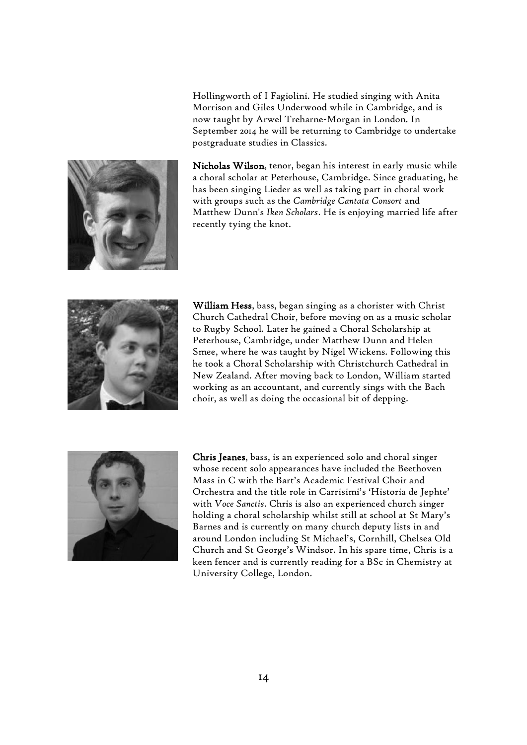Hollingworth of I Fagiolini. He studied singing with Anita Morrison and Giles Underwood while in Cambridge, and is now taught by Arwel Treharne-Morgan in London. In September 2014 he will be returning to Cambridge to undertake postgraduate studies in Classics.

**Nicholas Wilson**, tenor, began his interest in early music while a choral scholar at Peterhouse, Cambridge. Since graduating, he has been singing Lieder as well as taking part in choral work with groups such as the *Cambridge Cantata Consort* and Matthew Dunn's *Iken Scholars*. He is enjoying married life after recently tying the knot.

**William Hess**, bass, began singing as a chorister with Christ Church Cathedral Choir, before moving on as a music scholar to Rugby School. Later he gained a Choral Scholarship at Peterhouse, Cambridge, under Matthew Dunn and Helen Smee, where he was taught by Nigel Wickens. Following this he took a Choral Scholarship with Christchurch Cathedral in New Zealand. After moving back to London, William started working as an accountant, and currently sings with the Bach choir, as well as doing the occasional bit of depping.

**Chris Jeanes**, bass, is an experienced solo and choral singer whose recent solo appearances have included the Beethoven Mass in C with the Bart's Academic Festival Choir and Orchestra and the title role in Carrisimi's 'Historia de Jephte' with *Voce Sanctis*. Chris is also an experienced church singer holding a choral scholarship whilst still at school at St Mary's Barnes and is currently on many church deputy lists in and around London including St Michael's, Cornhill, Chelsea Old Church and St George's Windsor. In his spare time, Chris is a keen fencer and is currently reading for a BSc in Chemistry at University College, London.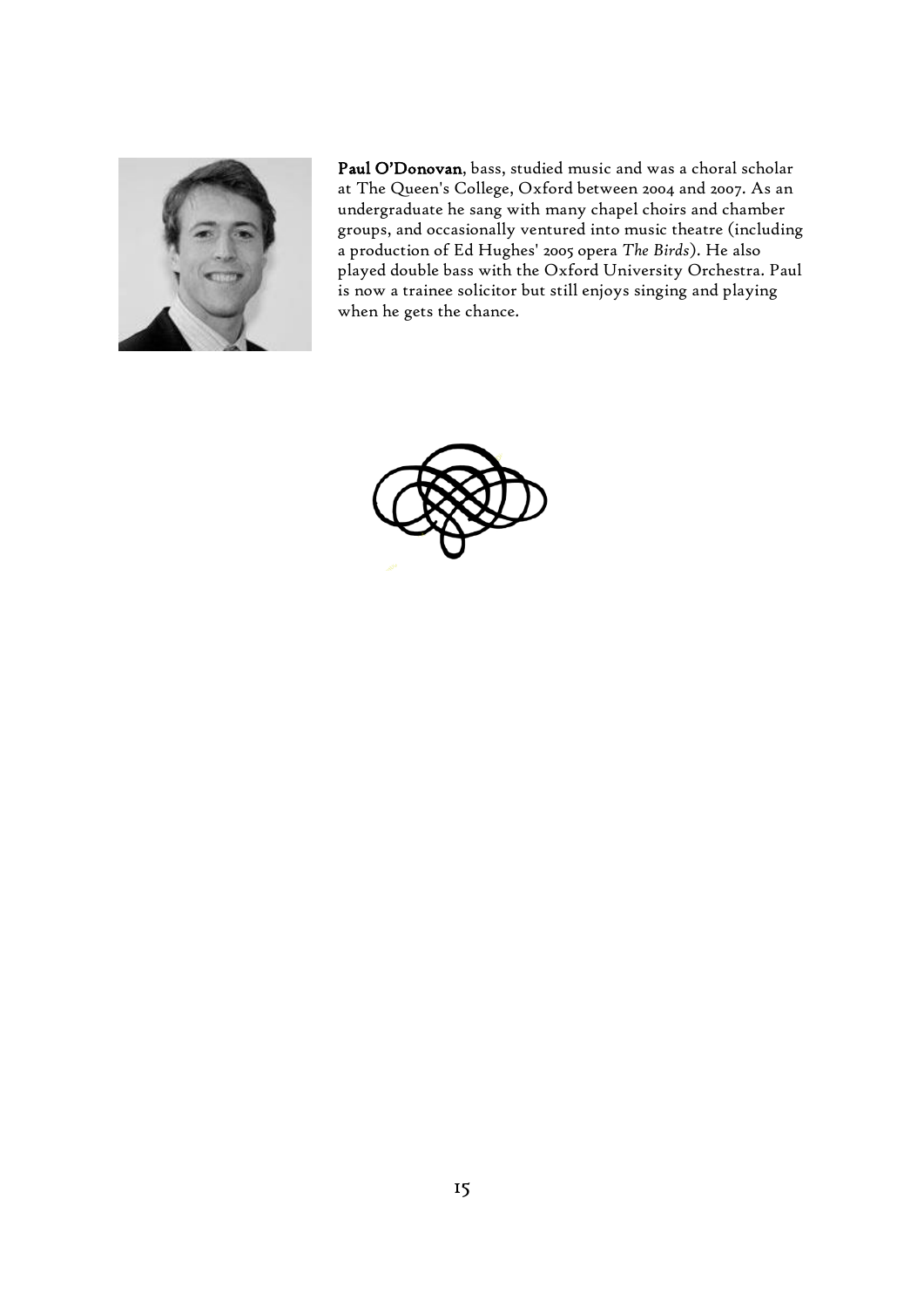**Paul O'Donovan**, bass, studied music and was a choral scholar at The Queen's College, Oxford between 2004 and 2007. As an undergraduate he sang with many chapel choirs and chamber groups, and occasionally ventured into music theatre (including a production of Ed Hughes' 2005 opera *The Birds*). He also played double bass with the Oxford University Orchestra. Paul is now a trainee solicitor but still enjoys singing and playing when he gets the chance.